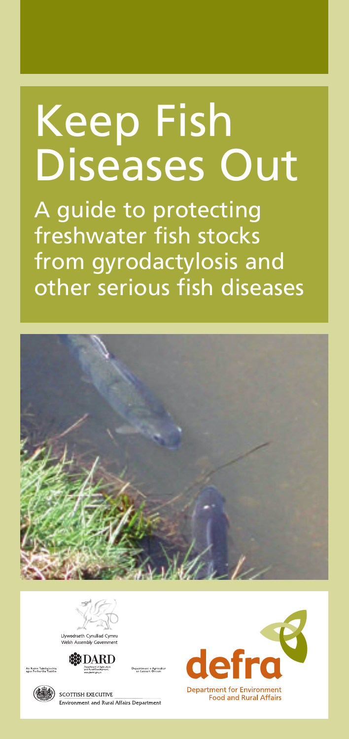# Keep Fish Diseases Out

A guide to protecting freshwater fish stocks from gyrodactylosis and other serious fish diseases

Llywodraeth Cynulliad Cymru
Welsh Assembly Government

An Roinn Talmhaíochta agus Forbartha Tuaithe

DARD
Department of Agriculture and Rural Development
www.dardni.gov.uk

Depairtment o Agricultur an Lannart Owcum

SCOTTISH EXECUTIVE
Environment and Rural Affairs Department

defra
Department for Environment Food and Rural Affairs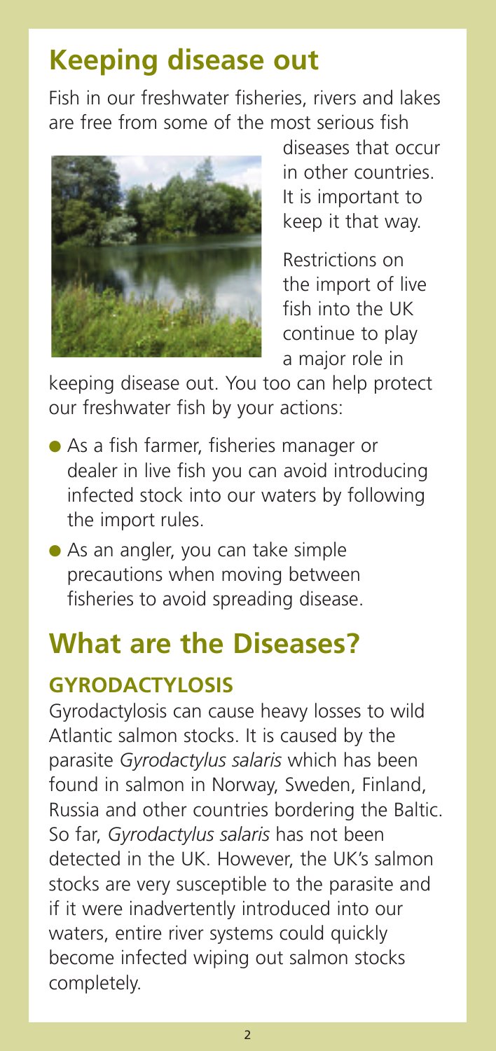## Keeping disease out

Fish in our freshwater fisheries, rivers and lakes are free from some of the most serious fish diseases that occur in other countries. It is important to keep it that way.

Restrictions on the import of live fish into the UK continue to play a major role in keeping disease out. You too can help protect our freshwater fish by your actions:

- As a fish farmer, fisheries manager or dealer in live fish you can avoid introducing infected stock into our waters by following the import rules.
- As an angler, you can take simple precautions when moving between fisheries to avoid spreading disease.

## What are the Diseases?

### GYRODACTYLOSIS

Gyrodactylosis can cause heavy losses to wild Atlantic salmon stocks. It is caused by the parasite *Gyrodactylus salaris* which has been found in salmon in Norway, Sweden, Finland, Russia and other countries bordering the Baltic. So far, *Gyrodactylus salaris* has not been detected in the UK. However, the UK's salmon stocks are very susceptible to the parasite and if it were inadvertently introduced into our waters, entire river systems could quickly become infected wiping out salmon stocks completely.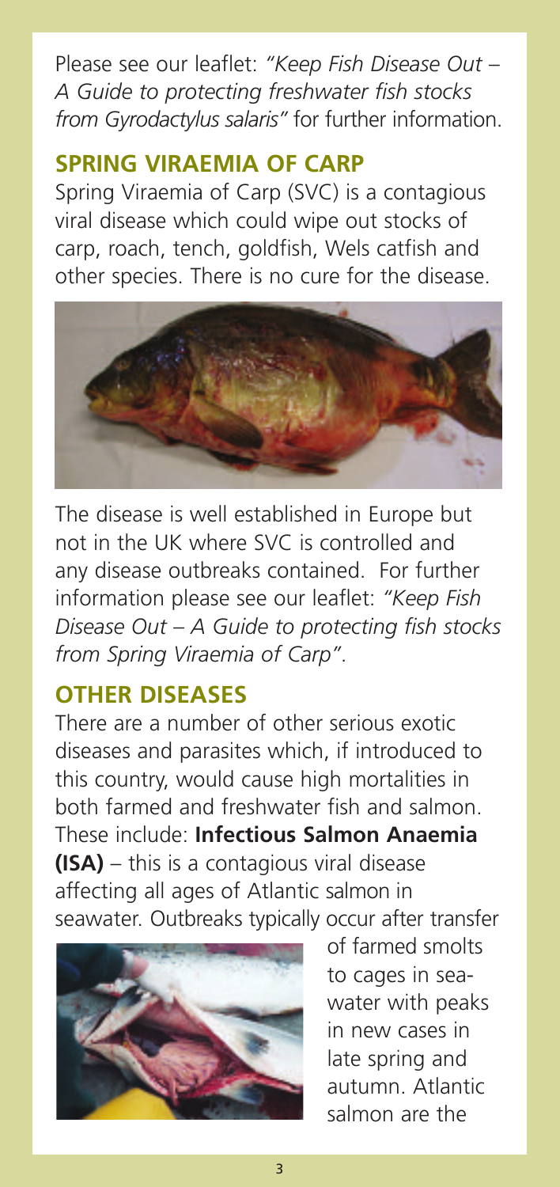Please see our leaflet: *"Keep Fish Disease Out – A Guide to protecting freshwater fish stocks from Gyrodactylus salaris"* for further information.

## SPRING VIRAEMIA OF CARP

Spring Viraemia of Carp (SVC) is a contagious viral disease which could wipe out stocks of carp, roach, tench, goldfish, Wels catfish and other species. There is no cure for the disease.

The disease is well established in Europe but not in the UK where SVC is controlled and any disease outbreaks contained. For further information please see our leaflet: *"Keep Fish Disease Out – A Guide to protecting fish stocks from Spring Viraemia of Carp"*.

## OTHER DISEASES

There are a number of other serious exotic diseases and parasites which, if introduced to this country, would cause high mortalities in both farmed and freshwater fish and salmon. These include: **Infectious Salmon Anaemia (ISA)** – this is a contagious viral disease affecting all ages of Atlantic salmon in seawater. Outbreaks typically occur after transfer of farmed smolts to cages in sea-water with peaks in new cases in late spring and autumn. Atlantic salmon are the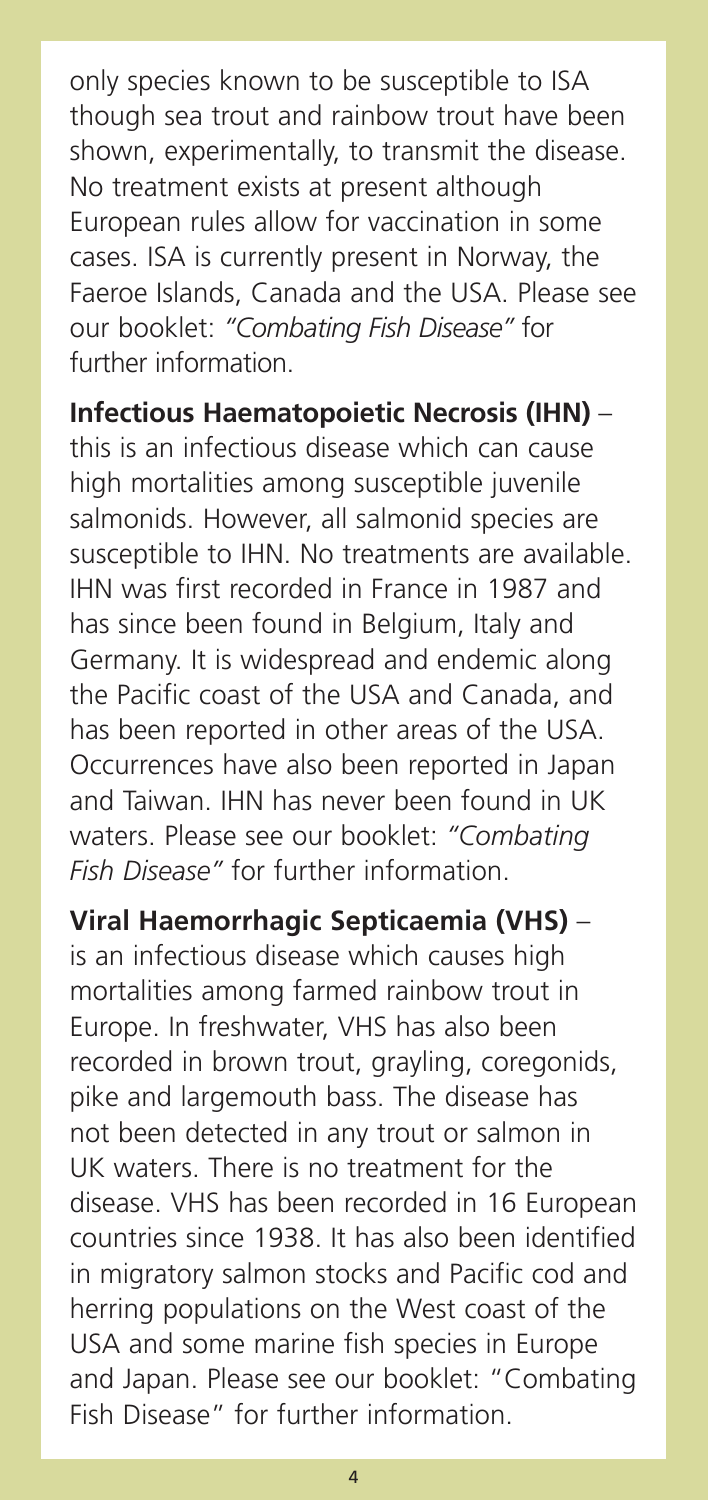only species known to be susceptible to ISA though sea trout and rainbow trout have been shown, experimentally, to transmit the disease. No treatment exists at present although European rules allow for vaccination in some cases. ISA is currently present in Norway, the Faeroe Islands, Canada and the USA. Please see our booklet: *"Combating Fish Disease"* for further information.

**Infectious Haematopoietic Necrosis (IHN)** – this is an infectious disease which can cause high mortalities among susceptible juvenile salmonids. However, all salmonid species are susceptible to IHN. No treatments are available. IHN was first recorded in France in 1987 and has since been found in Belgium, Italy and Germany. It is widespread and endemic along the Pacific coast of the USA and Canada, and has been reported in other areas of the USA. Occurrences have also been reported in Japan and Taiwan. IHN has never been found in UK waters. Please see our booklet: *"Combating Fish Disease"* for further information.

**Viral Haemorrhagic Septicaemia (VHS)** – is an infectious disease which causes high mortalities among farmed rainbow trout in Europe. In freshwater, VHS has also been recorded in brown trout, grayling, coregonids, pike and largemouth bass. The disease has not been detected in any trout or salmon in UK waters. There is no treatment for the disease. VHS has been recorded in 16 European countries since 1938. It has also been identified in migratory salmon stocks and Pacific cod and herring populations on the West coast of the USA and some marine fish species in Europe and Japan. Please see our booklet: "Combating Fish Disease" for further information.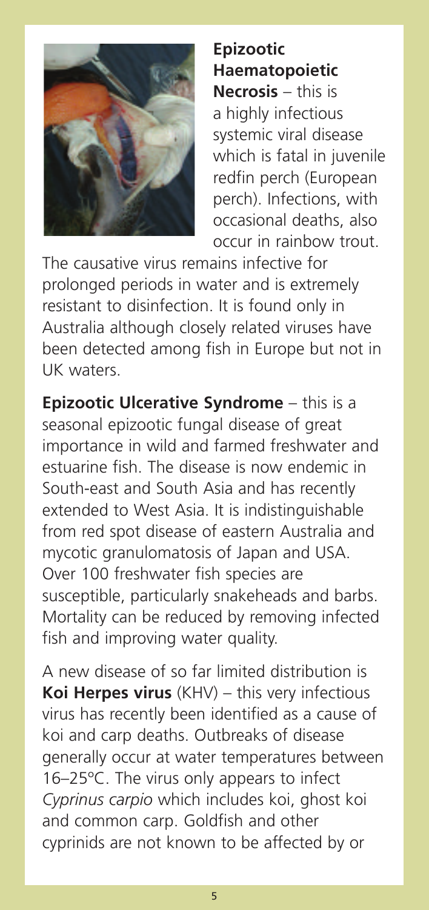**Epizootic Haematopoietic Necrosis** – this is a highly infectious systemic viral disease which is fatal in juvenile redfin perch (European perch). Infections, with occasional deaths, also occur in rainbow trout.

The causative virus remains infective for prolonged periods in water and is extremely resistant to disinfection. It is found only in Australia although closely related viruses have been detected among fish in Europe but not in UK waters.

**Epizootic Ulcerative Syndrome** – this is a seasonal epizootic fungal disease of great importance in wild and farmed freshwater and estuarine fish. The disease is now endemic in South-east and South Asia and has recently extended to West Asia. It is indistinguishable from red spot disease of eastern Australia and mycotic granulomatosis of Japan and USA. Over 100 freshwater fish species are susceptible, particularly snakeheads and barbs. Mortality can be reduced by removing infected fish and improving water quality.

A new disease of so far limited distribution is **Koi Herpes virus** (KHV) – this very infectious virus has recently been identified as a cause of koi and carp deaths. Outbreaks of disease generally occur at water temperatures between 16–25ºC. The virus only appears to infect *Cyprinus carpio* which includes koi, ghost koi and common carp. Goldfish and other cyprinids are not known to be affected by or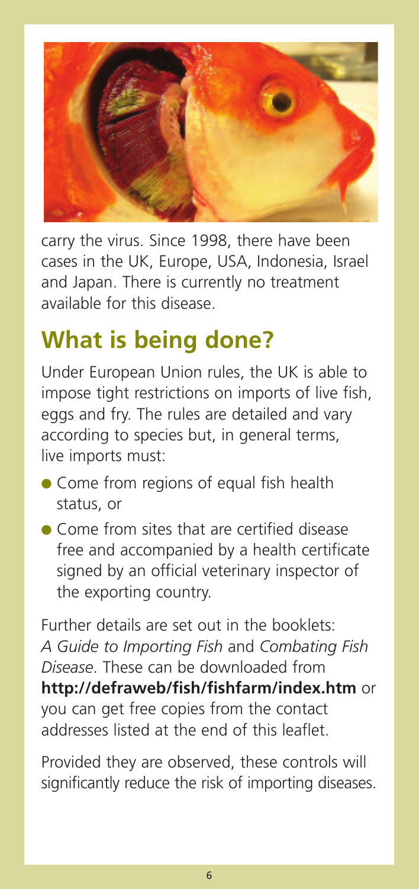carry the virus. Since 1998, there have been cases in the UK, Europe, USA, Indonesia, Israel and Japan. There is currently no treatment available for this disease.

## What is being done?

Under European Union rules, the UK is able to impose tight restrictions on imports of live fish, eggs and fry. The rules are detailed and vary according to species but, in general terms, live imports must:

- Come from regions of equal fish health status, or
- Come from sites that are certified disease free and accompanied by a health certificate signed by an official veterinary inspector of the exporting country.

Further details are set out in the booklets: *A Guide to Importing Fish* and *Combating Fish Disease*. These can be downloaded from **http://defraweb/fish/fishfarm/index.htm** or you can get free copies from the contact addresses listed at the end of this leaflet.

Provided they are observed, these controls will significantly reduce the risk of importing diseases.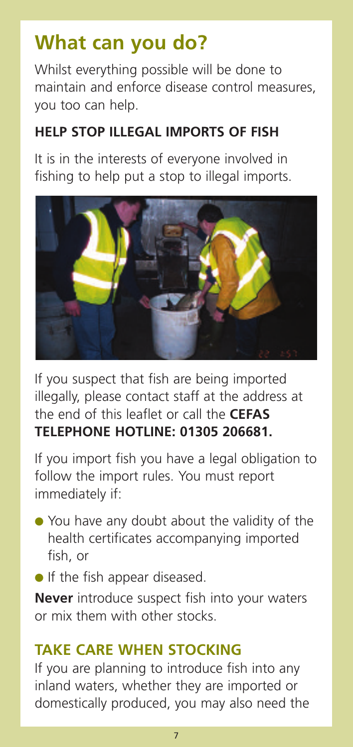## What can you do?

Whilst everything possible will be done to maintain and enforce disease control measures, you too can help.

### HELP STOP ILLEGAL IMPORTS OF FISH

It is in the interests of everyone involved in fishing to help put a stop to illegal imports.

If you suspect that fish are being imported illegally, please contact staff at the address at the end of this leaflet or call the **CEFAS TELEPHONE HOTLINE: 01305 206681.**

If you import fish you have a legal obligation to follow the import rules. You must report immediately if:

- You have any doubt about the validity of the health certificates accompanying imported fish, or
- If the fish appear diseased.

**Never** introduce suspect fish into your waters or mix them with other stocks.

### TAKE CARE WHEN STOCKING

If you are planning to introduce fish into any inland waters, whether they are imported or domestically produced, you may also need the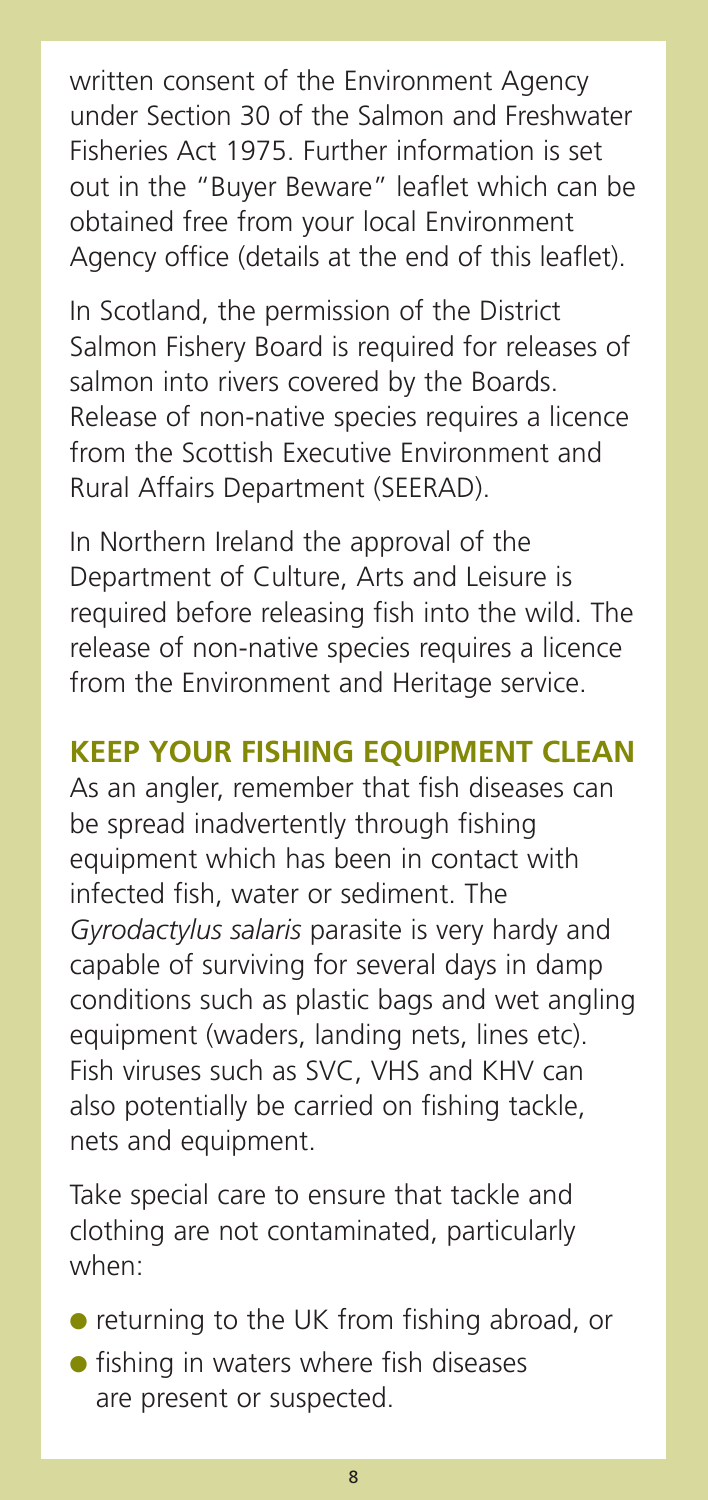written consent of the Environment Agency under Section 30 of the Salmon and Freshwater Fisheries Act 1975. Further information is set out in the "Buyer Beware" leaflet which can be obtained free from your local Environment Agency office (details at the end of this leaflet).

In Scotland, the permission of the District Salmon Fishery Board is required for releases of salmon into rivers covered by the Boards. Release of non-native species requires a licence from the Scottish Executive Environment and Rural Affairs Department (SEERAD).

In Northern Ireland the approval of the Department of Culture, Arts and Leisure is required before releasing fish into the wild. The release of non-native species requires a licence from the Environment and Heritage service.

## KEEP YOUR FISHING EQUIPMENT CLEAN

As an angler, remember that fish diseases can be spread inadvertently through fishing equipment which has been in contact with infected fish, water or sediment. The *Gyrodactylus salaris* parasite is very hardy and capable of surviving for several days in damp conditions such as plastic bags and wet angling equipment (waders, landing nets, lines etc). Fish viruses such as SVC, VHS and KHV can also potentially be carried on fishing tackle, nets and equipment.

Take special care to ensure that tackle and clothing are not contaminated, particularly when:

- returning to the UK from fishing abroad, or
- fishing in waters where fish diseases are present or suspected.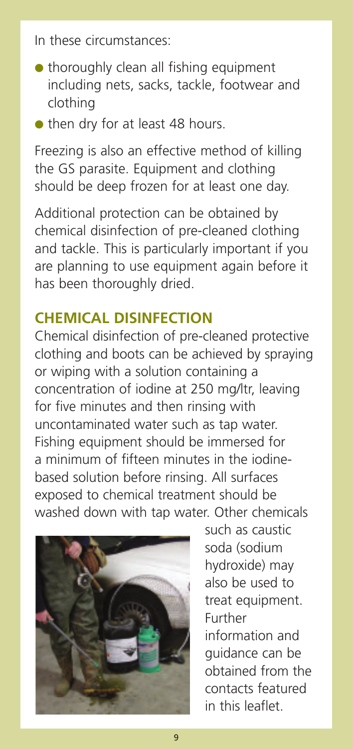In these circumstances:

- thoroughly clean all fishing equipment including nets, sacks, tackle, footwear and clothing
- then dry for at least 48 hours.

Freezing is also an effective method of killing the GS parasite. Equipment and clothing should be deep frozen for at least one day.

Additional protection can be obtained by chemical disinfection of pre-cleaned clothing and tackle. This is particularly important if you are planning to use equipment again before it has been thoroughly dried.

## CHEMICAL DISINFECTION

Chemical disinfection of pre-cleaned protective clothing and boots can be achieved by spraying or wiping with a solution containing a concentration of iodine at 250 mg/ltr, leaving for five minutes and then rinsing with uncontaminated water such as tap water. Fishing equipment should be immersed for a minimum of fifteen minutes in the iodine-based solution before rinsing. All surfaces exposed to chemical treatment should be washed down with tap water. Other chemicals such as caustic soda (sodium hydroxide) may also be used to treat equipment. Further information and guidance can be obtained from the contacts featured in this leaflet.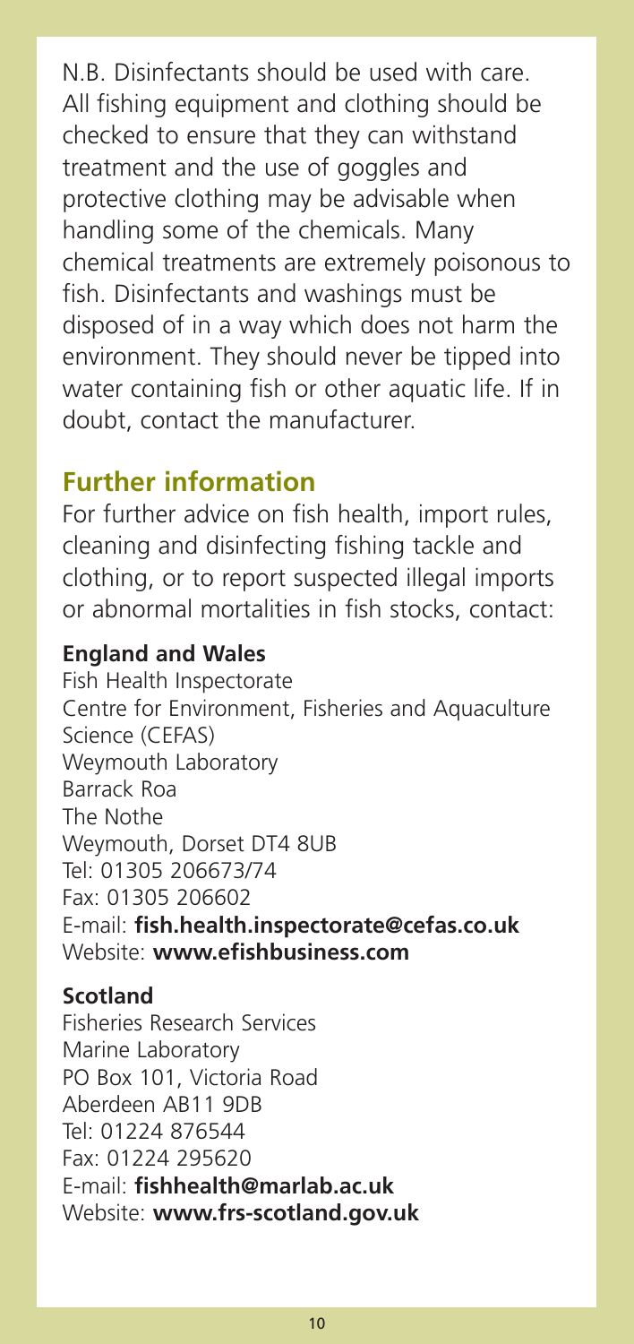N.B. Disinfectants should be used with care. All fishing equipment and clothing should be checked to ensure that they can withstand treatment and the use of goggles and protective clothing may be advisable when handling some of the chemicals. Many chemical treatments are extremely poisonous to fish. Disinfectants and washings must be disposed of in a way which does not harm the environment. They should never be tipped into water containing fish or other aquatic life. If in doubt, contact the manufacturer.

## Further information

For further advice on fish health, import rules, cleaning and disinfecting fishing tackle and clothing, or to report suspected illegal imports or abnormal mortalities in fish stocks, contact:

**England and Wales**

Fish Health Inspectorate
Centre for Environment, Fisheries and Aquaculture Science (CEFAS)
Weymouth Laboratory
Barrack Roa
The Nothe
Weymouth, Dorset DT4 8UB
Tel: 01305 206673/74
Fax: 01305 206602
E-mail: **fish.health.inspectorate@cefas.co.uk**
Website: **www.efishbusiness.com**

**Scotland**

Fisheries Research Services
Marine Laboratory
PO Box 101, Victoria Road
Aberdeen AB11 9DB
Tel: 01224 876544
Fax: 01224 295620
E-mail: **fishhealth@marlab.ac.uk**
Website: **www.frs-scotland.gov.uk**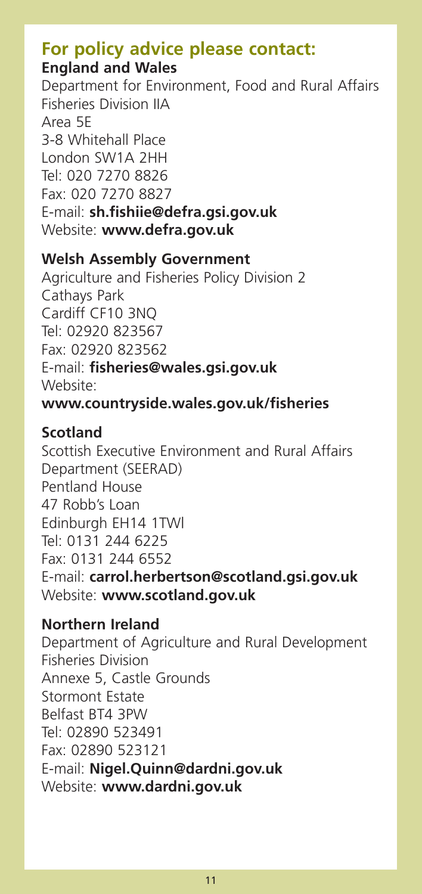## For policy advice please contact:

**England and Wales**

Department for Environment, Food and Rural Affairs
Fisheries Division IIA
Area 5E
3-8 Whitehall Place
London SW1A 2HH
Tel: 020 7270 8826
Fax: 020 7270 8827
E-mail: **sh.fishiie@defra.gsi.gov.uk**
Website: **www.defra.gov.uk**

**Welsh Assembly Government**

Agriculture and Fisheries Policy Division 2
Cathays Park
Cardiff CF10 3NQ
Tel: 02920 823567
Fax: 02920 823562
E-mail: **fisheries@wales.gsi.gov.uk**
Website:
**www.countryside.wales.gov.uk/fisheries**

**Scotland**

Scottish Executive Environment and Rural Affairs Department (SEERAD)
Pentland House
47 Robb's Loan
Edinburgh EH14 1TWl
Tel: 0131 244 6225
Fax: 0131 244 6552
E-mail: **carrol.herbertson@scotland.gsi.gov.uk**
Website: **www.scotland.gov.uk**

**Northern Ireland**

Department of Agriculture and Rural Development
Fisheries Division
Annexe 5, Castle Grounds
Stormont Estate
Belfast BT4 3PW
Tel: 02890 523491
Fax: 02890 523121
E-mail: **Nigel.Quinn@dardni.gov.uk**
Website: **www.dardni.gov.uk**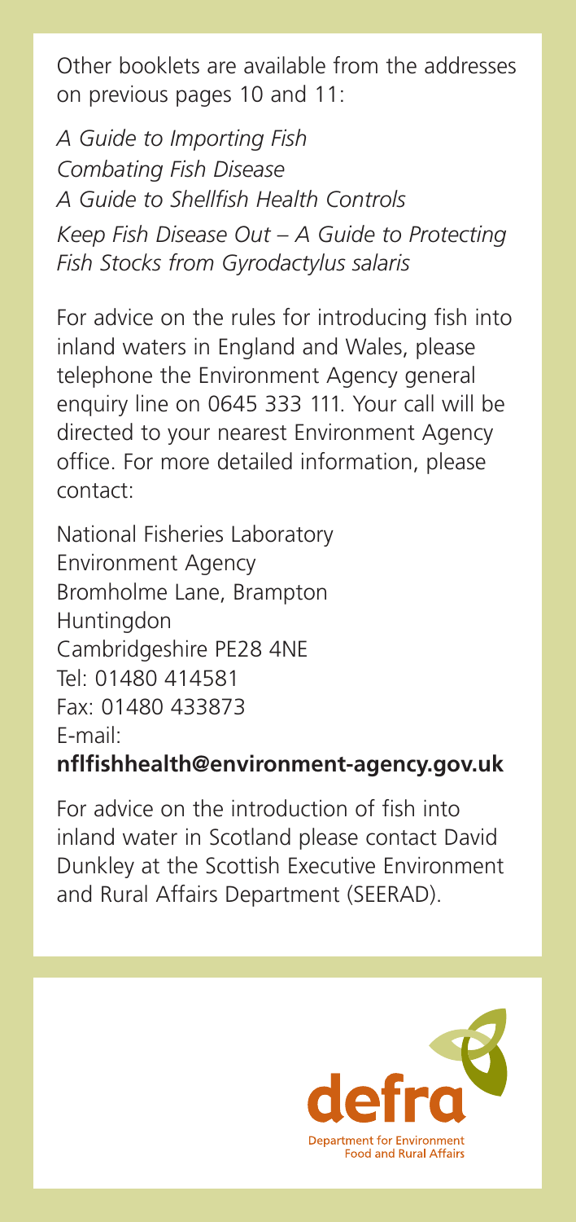Other booklets are available from the addresses on previous pages 10 and 11:

*A Guide to Importing Fish*
*Combating Fish Disease*
*A Guide to Shellfish Health Controls*
*Keep Fish Disease Out – A Guide to Protecting Fish Stocks from Gyrodactylus salaris*

For advice on the rules for introducing fish into inland waters in England and Wales, please telephone the Environment Agency general enquiry line on 0645 333 111. Your call will be directed to your nearest Environment Agency office. For more detailed information, please contact:

National Fisheries Laboratory
Environment Agency
Bromholme Lane, Brampton
Huntingdon
Cambridgeshire PE28 4NE
Tel: 01480 414581
Fax: 01480 433873
E-mail:
**nflfishhealth@environment-agency.gov.uk**

For advice on the introduction of fish into inland water in Scotland please contact David Dunkley at the Scottish Executive Environment and Rural Affairs Department (SEERAD).

defra
Department for Environment Food and Rural Affairs